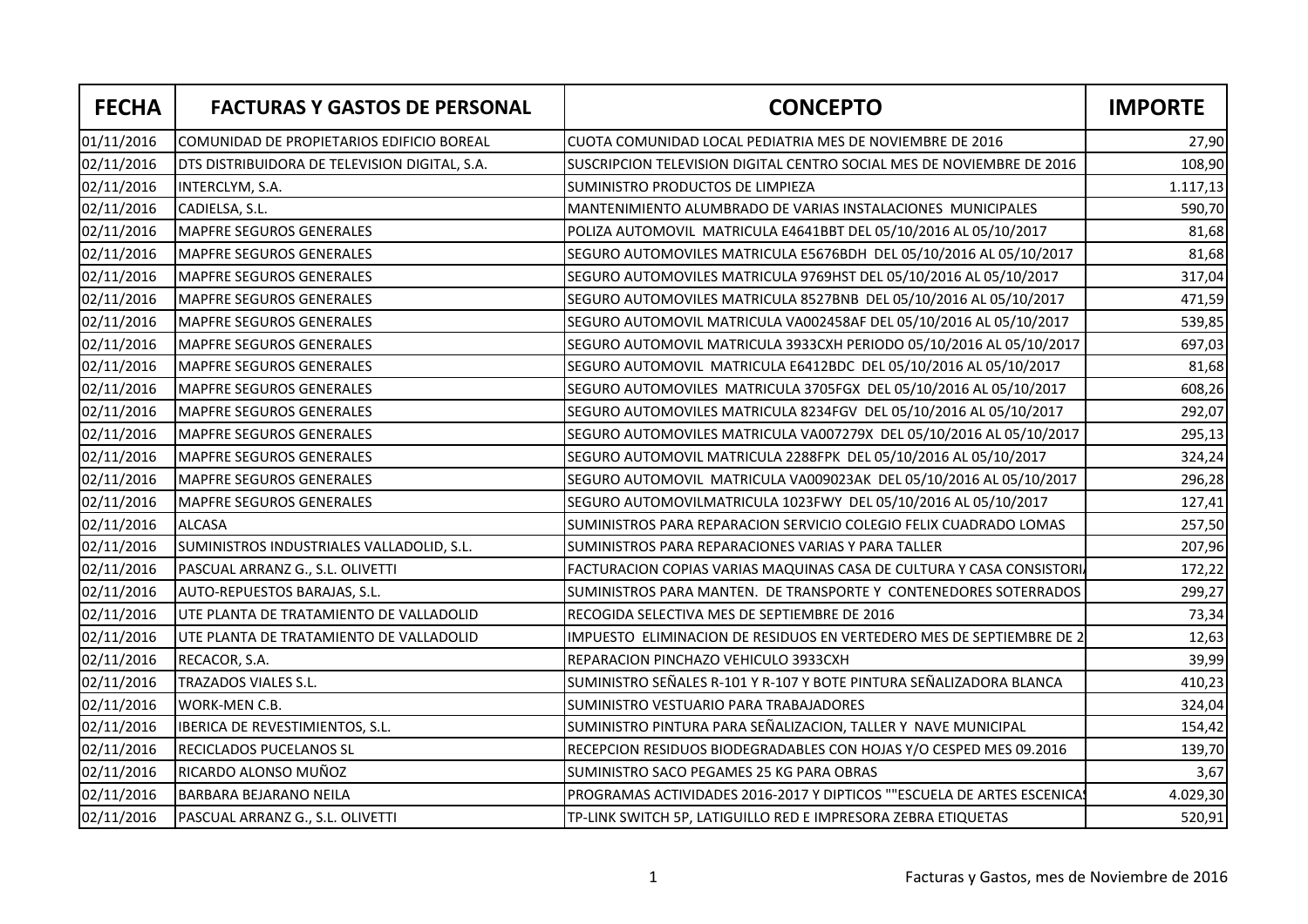| FECHA | FACTURAS Y GASTOS DE PERSONAL | CONCEPTO | IMPORTE |
|---|---|---|---|
| 01/11/2016 | COMUNIDAD DE PROPIETARIOS EDIFICIO BOREAL | CUOTA COMUNIDAD LOCAL PEDIATRIA MES DE NOVIEMBRE DE 2016 | 27,90 |
| 02/11/2016 | DTS DISTRIBUIDORA DE TELEVISION DIGITAL, S.A. | SUSCRIPCION TELEVISION DIGITAL CENTRO SOCIAL MES DE NOVIEMBRE DE 2016 | 108,90 |
| 02/11/2016 | INTERCLYM, S.A. | SUMINISTRO PRODUCTOS DE LIMPIEZA | 1.117,13 |
| 02/11/2016 | CADIELSA, S.L. | MANTENIMIENTO ALUMBRADO DE VARIAS INSTALACIONES MUNICIPALES | 590,70 |
| 02/11/2016 | MAPFRE SEGUROS GENERALES | POLIZA AUTOMOVIL MATRICULA E4641BBT DEL 05/10/2016 AL 05/10/2017 | 81,68 |
| 02/11/2016 | MAPFRE SEGUROS GENERALES | SEGURO AUTOMOVILES MATRICULA E5676BDH DEL 05/10/2016 AL 05/10/2017 | 81,68 |
| 02/11/2016 | MAPFRE SEGUROS GENERALES | SEGURO AUTOMOVILES MATRICULA 9769HST DEL 05/10/2016 AL 05/10/2017 | 317,04 |
| 02/11/2016 | MAPFRE SEGUROS GENERALES | SEGURO AUTOMOVILES MATRICULA 8527BNB DEL 05/10/2016 AL 05/10/2017 | 471,59 |
| 02/11/2016 | MAPFRE SEGUROS GENERALES | SEGURO AUTOMOVIL MATRICULA VA002458AF DEL 05/10/2016 AL 05/10/2017 | 539,85 |
| 02/11/2016 | MAPFRE SEGUROS GENERALES | SEGURO AUTOMOVIL MATRICULA 3933CXH PERIODO 05/10/2016 AL 05/10/2017 | 697,03 |
| 02/11/2016 | MAPFRE SEGUROS GENERALES | SEGURO AUTOMOVIL MATRICULA E6412BDC DEL 05/10/2016 AL 05/10/2017 | 81,68 |
| 02/11/2016 | MAPFRE SEGUROS GENERALES | SEGURO AUTOMOVILES MATRICULA 3705FGX DEL 05/10/2016 AL 05/10/2017 | 608,26 |
| 02/11/2016 | MAPFRE SEGUROS GENERALES | SEGURO AUTOMOVILES MATRICULA 8234FGV DEL 05/10/2016 AL 05/10/2017 | 292,07 |
| 02/11/2016 | MAPFRE SEGUROS GENERALES | SEGURO AUTOMOVILES MATRICULA VA007279X DEL 05/10/2016 AL 05/10/2017 | 295,13 |
| 02/11/2016 | MAPFRE SEGUROS GENERALES | SEGURO AUTOMOVIL MATRICULA 2288FPK DEL 05/10/2016 AL 05/10/2017 | 324,24 |
| 02/11/2016 | MAPFRE SEGUROS GENERALES | SEGURO AUTOMOVIL MATRICULA VA009023AK DEL 05/10/2016 AL 05/10/2017 | 296,28 |
| 02/11/2016 | MAPFRE SEGUROS GENERALES | SEGURO AUTOMOVILMATRICULA 1023FWY DEL 05/10/2016 AL 05/10/2017 | 127,41 |
| 02/11/2016 | ALCASA | SUMINISTROS PARA REPARACION SERVICIO COLEGIO FELIX CUADRADO LOMAS | 257,50 |
| 02/11/2016 | SUMINISTROS INDUSTRIALES VALLADOLID, S.L. | SUMINISTROS PARA REPARACIONES VARIAS Y PARA TALLER | 207,96 |
| 02/11/2016 | PASCUAL ARRANZ G., S.L. OLIVETTI | FACTURACION COPIAS VARIAS MAQUINAS CASA DE CULTURA Y CASA CONSISTORI | 172,22 |
| 02/11/2016 | AUTO-REPUESTOS BARAJAS, S.L. | SUMINISTROS PARA MANTEN. DE TRANSPORTE Y CONTENEDORES SOTERRADOS | 299,27 |
| 02/11/2016 | UTE PLANTA DE TRATAMIENTO DE VALLADOLID | RECOGIDA SELECTIVA MES DE SEPTIEMBRE DE 2016 | 73,34 |
| 02/11/2016 | UTE PLANTA DE TRATAMIENTO DE VALLADOLID | IMPUESTO ELIMINACION DE RESIDUOS EN VERTEDERO MES DE SEPTIEMBRE DE 2 | 12,63 |
| 02/11/2016 | RECACOR, S.A. | REPARACION PINCHAZO VEHICULO 3933CXH | 39,99 |
| 02/11/2016 | TRAZADOS VIALES S.L. | SUMINISTRO SEÑALES R-101 Y R-107 Y BOTE PINTURA SEÑALIZADORA BLANCA | 410,23 |
| 02/11/2016 | WORK-MEN C.B. | SUMINISTRO VESTUARIO PARA TRABAJADORES | 324,04 |
| 02/11/2016 | IBERICA DE REVESTIMIENTOS, S.L. | SUMINISTRO PINTURA PARA SEÑALIZACION, TALLER Y NAVE MUNICIPAL | 154,42 |
| 02/11/2016 | RECICLADOS PUCELANOS SL | RECEPCION RESIDUOS BIODEGRADABLES CON HOJAS Y/O CESPED MES 09.2016 | 139,70 |
| 02/11/2016 | RICARDO ALONSO MUÑOZ | SUMINISTRO SACO PEGAMES 25 KG PARA OBRAS | 3,67 |
| 02/11/2016 | BARBARA BEJARANO NEILA | PROGRAMAS ACTIVIDADES 2016-2017 Y DIPTICOS ""ESCUELA DE ARTES ESCENICAS | 4.029,30 |
| 02/11/2016 | PASCUAL ARRANZ G., S.L. OLIVETTI | TP-LINK SWITCH 5P, LATIGUILLO RED E IMPRESORA ZEBRA ETIQUETAS | 520,91 |

Facturas y Gastos, mes de Noviembre de 2016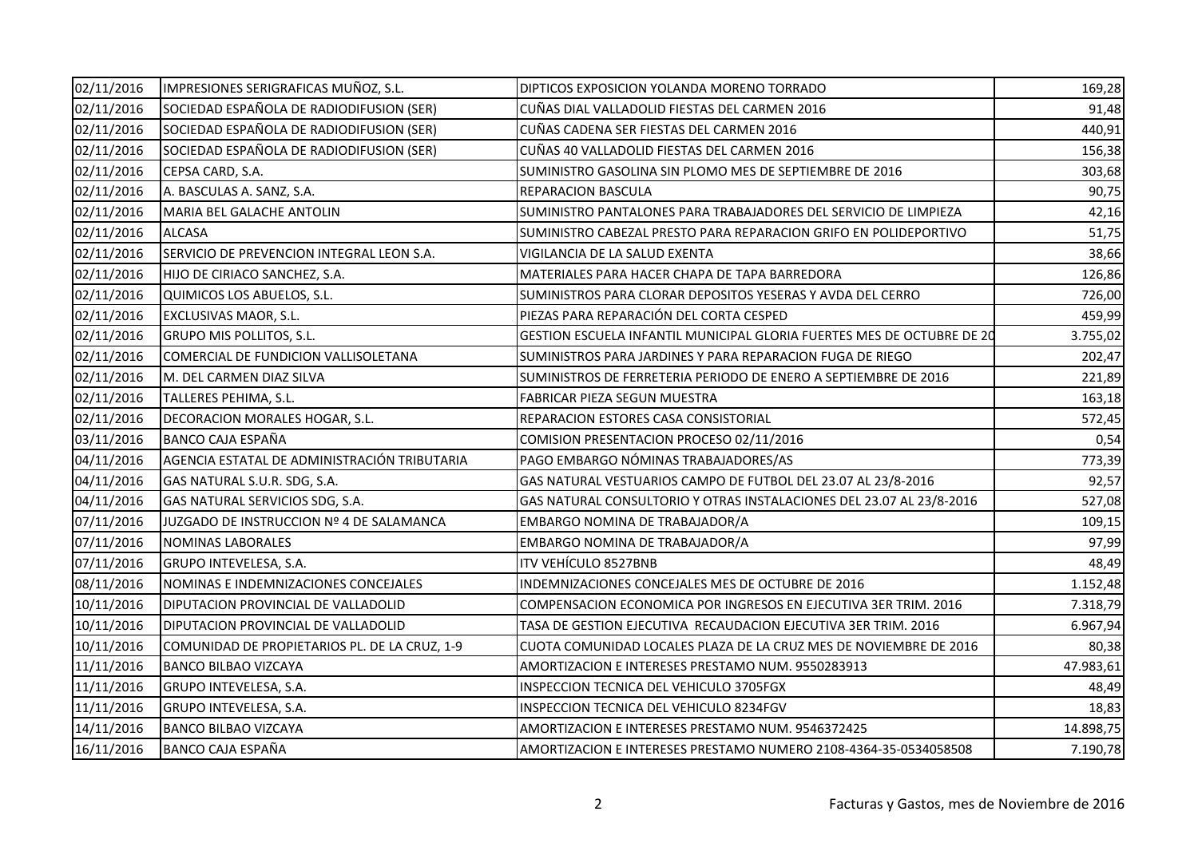| | | | |
|---|---|---|---|
| 02/11/2016 | IMPRESIONES SERIGRAFICAS MUÑOZ, S.L. | DIPTICOS EXPOSICION YOLANDA MORENO TORRADO | 169,28 |
| 02/11/2016 | SOCIEDAD ESPAÑOLA DE RADIODIFUSION (SER) | CUÑAS DIAL VALLADOLID FIESTAS DEL CARMEN 2016 | 91,48 |
| 02/11/2016 | SOCIEDAD ESPAÑOLA DE RADIODIFUSION (SER) | CUÑAS CADENA SER FIESTAS DEL CARMEN 2016 | 440,91 |
| 02/11/2016 | SOCIEDAD ESPAÑOLA DE RADIODIFUSION (SER) | CUÑAS 40 VALLADOLID FIESTAS DEL CARMEN 2016 | 156,38 |
| 02/11/2016 | CEPSA CARD, S.A. | SUMINISTRO GASOLINA SIN PLOMO MES DE SEPTIEMBRE DE 2016 | 303,68 |
| 02/11/2016 | A. BASCULAS A. SANZ, S.A. | REPARACION BASCULA | 90,75 |
| 02/11/2016 | MARIA BEL GALACHE ANTOLIN | SUMINISTRO PANTALONES PARA TRABAJADORES DEL SERVICIO DE LIMPIEZA | 42,16 |
| 02/11/2016 | ALCASA | SUMINISTRO CABEZAL PRESTO PARA REPARACION GRIFO EN POLIDEPORTIVO | 51,75 |
| 02/11/2016 | SERVICIO DE PREVENCION INTEGRAL LEON S.A. | VIGILANCIA DE LA SALUD EXENTA | 38,66 |
| 02/11/2016 | HIJO DE CIRIACO SANCHEZ, S.A. | MATERIALES PARA HACER CHAPA DE TAPA BARREDORA | 126,86 |
| 02/11/2016 | QUIMICOS LOS ABUELOS, S.L. | SUMINISTROS PARA CLORAR DEPOSITOS YESERAS Y AVDA DEL CERRO | 726,00 |
| 02/11/2016 | EXCLUSIVAS MAOR, S.L. | PIEZAS PARA REPARACIÓN DEL CORTA CESPED | 459,99 |
| 02/11/2016 | GRUPO MIS POLLITOS, S.L. | GESTION ESCUELA INFANTIL MUNICIPAL GLORIA FUERTES MES DE OCTUBRE DE 20 | 3.755,02 |
| 02/11/2016 | COMERCIAL DE FUNDICION VALLISOLETANA | SUMINISTROS PARA JARDINES Y PARA REPARACION FUGA DE RIEGO | 202,47 |
| 02/11/2016 | M. DEL CARMEN DIAZ SILVA | SUMINISTROS DE FERRETERIA PERIODO DE ENERO A SEPTIEMBRE DE 2016 | 221,89 |
| 02/11/2016 | TALLERES PEHIMA, S.L. | FABRICAR PIEZA SEGUN MUESTRA | 163,18 |
| 02/11/2016 | DECORACION MORALES HOGAR, S.L. | REPARACION ESTORES CASA CONSISTORIAL | 572,45 |
| 03/11/2016 | BANCO CAJA ESPAÑA | COMISION PRESENTACION PROCESO 02/11/2016 | 0,54 |
| 04/11/2016 | AGENCIA ESTATAL DE ADMINISTRACIÓN TRIBUTARIA | PAGO EMBARGO NÓMINAS TRABAJADORES/AS | 773,39 |
| 04/11/2016 | GAS NATURAL S.U.R. SDG, S.A. | GAS NATURAL VESTUARIOS CAMPO DE FUTBOL DEL 23.07 AL 23/8-2016 | 92,57 |
| 04/11/2016 | GAS NATURAL SERVICIOS SDG, S.A. | GAS NATURAL CONSULTORIO Y OTRAS INSTALACIONES DEL 23.07 AL 23/8-2016 | 527,08 |
| 07/11/2016 | JUZGADO DE INSTRUCCION Nº 4 DE SALAMANCA | EMBARGO NOMINA DE TRABAJADOR/A | 109,15 |
| 07/11/2016 | NOMINAS LABORALES | EMBARGO NOMINA DE TRABAJADOR/A | 97,99 |
| 07/11/2016 | GRUPO INTEVELESA, S.A. | ITV VEHÍCULO 8527BNB | 48,49 |
| 08/11/2016 | NOMINAS E INDEMNIZACIONES CONCEJALES | INDEMNIZACIONES CONCEJALES MES DE OCTUBRE DE 2016 | 1.152,48 |
| 10/11/2016 | DIPUTACION PROVINCIAL DE VALLADOLID | COMPENSACION ECONOMICA POR INGRESOS EN EJECUTIVA 3ER TRIM. 2016 | 7.318,79 |
| 10/11/2016 | DIPUTACION PROVINCIAL DE VALLADOLID | TASA DE GESTION EJECUTIVA RECAUDACION EJECUTIVA 3ER TRIM. 2016 | 6.967,94 |
| 10/11/2016 | COMUNIDAD DE PROPIETARIOS PL. DE LA CRUZ, 1-9 | CUOTA COMUNIDAD LOCALES PLAZA DE LA CRUZ MES DE NOVIEMBRE DE 2016 | 80,38 |
| 11/11/2016 | BANCO BILBAO VIZCAYA | AMORTIZACION E INTERESES PRESTAMO NUM. 9550283913 | 47.983,61 |
| 11/11/2016 | GRUPO INTEVELESA, S.A. | INSPECCION TECNICA DEL VEHICULO 3705FGX | 48,49 |
| 11/11/2016 | GRUPO INTEVELESA, S.A. | INSPECCION TECNICA DEL VEHICULO 8234FGV | 18,83 |
| 14/11/2016 | BANCO BILBAO VIZCAYA | AMORTIZACION E INTERESES PRESTAMO NUM. 9546372425 | 14.898,75 |
| 16/11/2016 | BANCO CAJA ESPAÑA | AMORTIZACION E INTERESES PRESTAMO NUMERO 2108-4364-35-0534058508 | 7.190,78 |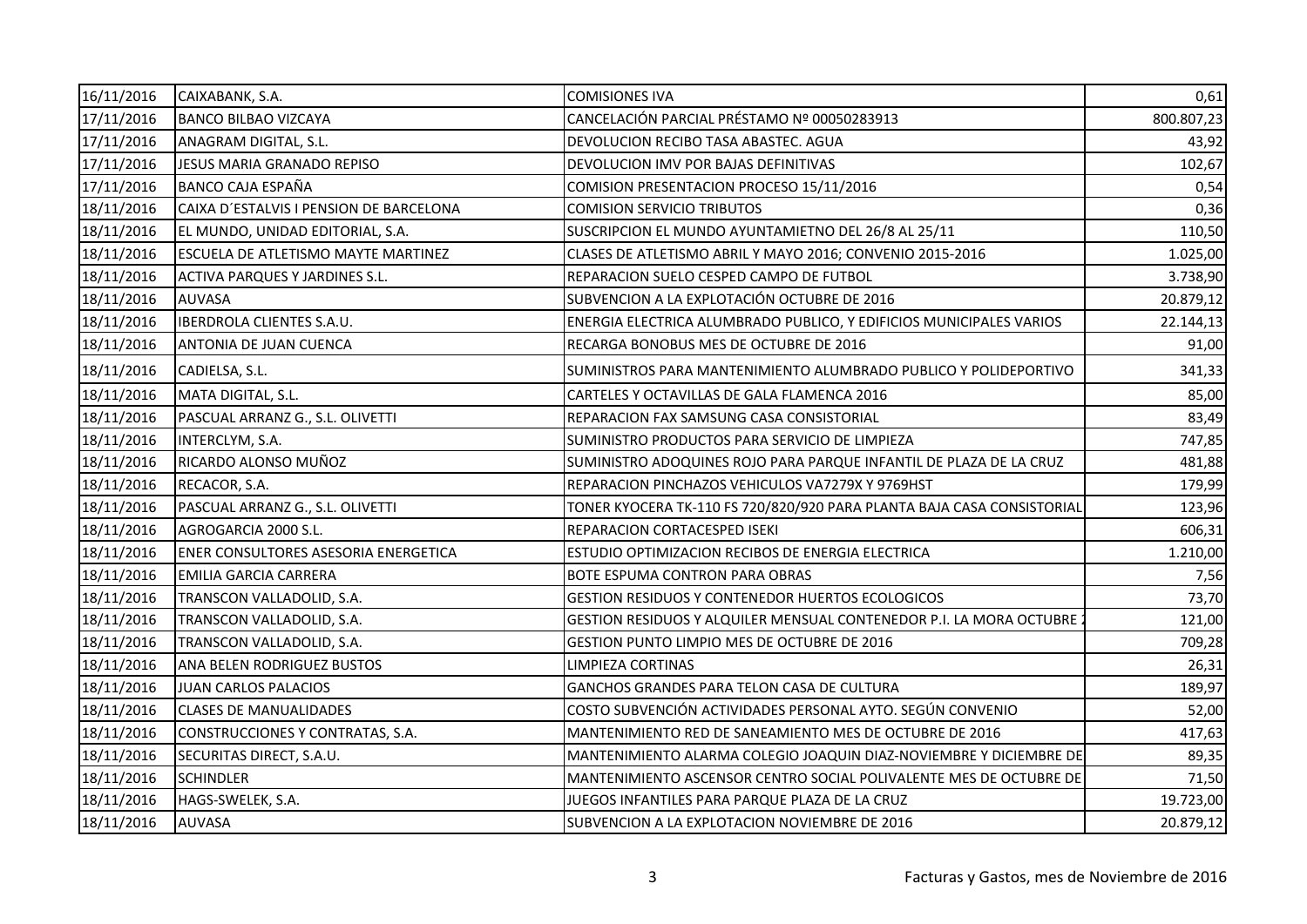| | | | |
|---|---|---|---|
| 16/11/2016 | CAIXABANK, S.A. | COMISIONES IVA | 0,61 |
| 17/11/2016 | BANCO BILBAO VIZCAYA | CANCELACIÓN PARCIAL PRÉSTAMO Nº 00050283913 | 800.807,23 |
| 17/11/2016 | ANAGRAM DIGITAL, S.L. | DEVOLUCION RECIBO TASA ABASTEC. AGUA | 43,92 |
| 17/11/2016 | JESUS MARIA GRANADO REPISO | DEVOLUCION IMV POR BAJAS DEFINITIVAS | 102,67 |
| 17/11/2016 | BANCO CAJA ESPAÑA | COMISION PRESENTACION PROCESO 15/11/2016 | 0,54 |
| 18/11/2016 | CAIXA D´ESTALVIS I PENSION DE BARCELONA | COMISION SERVICIO TRIBUTOS | 0,36 |
| 18/11/2016 | EL MUNDO, UNIDAD EDITORIAL, S.A. | SUSCRIPCION EL MUNDO AYUNTAMIETNO DEL 26/8 AL 25/11 | 110,50 |
| 18/11/2016 | ESCUELA DE ATLETISMO MAYTE MARTINEZ | CLASES DE ATLETISMO ABRIL Y MAYO 2016; CONVENIO 2015-2016 | 1.025,00 |
| 18/11/2016 | ACTIVA PARQUES Y JARDINES S.L. | REPARACION SUELO CESPED CAMPO DE FUTBOL | 3.738,90 |
| 18/11/2016 | AUVASA | SUBVENCION A LA EXPLOTACIÓN OCTUBRE DE 2016 | 20.879,12 |
| 18/11/2016 | IBERDROLA CLIENTES S.A.U. | ENERGIA ELECTRICA ALUMBRADO PUBLICO, Y EDIFICIOS MUNICIPALES VARIOS | 22.144,13 |
| 18/11/2016 | ANTONIA DE JUAN CUENCA | RECARGA BONOBUS MES DE OCTUBRE DE 2016 | 91,00 |
| 18/11/2016 | CADIELSA, S.L. | SUMINISTROS PARA MANTENIMIENTO ALUMBRADO PUBLICO Y POLIDEPORTIVO | 341,33 |
| 18/11/2016 | MATA DIGITAL, S.L. | CARTELES Y OCTAVILLAS DE GALA FLAMENCA 2016 | 85,00 |
| 18/11/2016 | PASCUAL ARRANZ G., S.L. OLIVETTI | REPARACION FAX SAMSUNG CASA CONSISTORIAL | 83,49 |
| 18/11/2016 | INTERCLYM, S.A. | SUMINISTRO PRODUCTOS PARA SERVICIO DE LIMPIEZA | 747,85 |
| 18/11/2016 | RICARDO ALONSO MUÑOZ | SUMINISTRO ADOQUINES ROJO PARA PARQUE INFANTIL DE PLAZA DE LA CRUZ | 481,88 |
| 18/11/2016 | RECACOR, S.A. | REPARACION PINCHAZOS VEHICULOS VA7279X Y 9769HST | 179,99 |
| 18/11/2016 | PASCUAL ARRANZ G., S.L. OLIVETTI | TONER KYOCERA TK-110 FS 720/820/920 PARA PLANTA BAJA CASA CONSISTORIAL | 123,96 |
| 18/11/2016 | AGROGARCIA 2000 S.L. | REPARACION CORTACESPED ISEKI | 606,31 |
| 18/11/2016 | ENER CONSULTORES ASESORIA ENERGETICA | ESTUDIO OPTIMIZACION RECIBOS DE ENERGIA ELECTRICA | 1.210,00 |
| 18/11/2016 | EMILIA GARCIA CARRERA | BOTE ESPUMA CONTRON PARA OBRAS | 7,56 |
| 18/11/2016 | TRANSCON VALLADOLID, S.A. | GESTION RESIDUOS Y CONTENEDOR HUERTOS ECOLOGICOS | 73,70 |
| 18/11/2016 | TRANSCON VALLADOLID, S.A. | GESTION RESIDUOS Y ALQUILER MENSUAL CONTENEDOR P.I. LA MORA OCTUBRE 2 | 121,00 |
| 18/11/2016 | TRANSCON VALLADOLID, S.A. | GESTION PUNTO LIMPIO MES DE OCTUBRE DE 2016 | 709,28 |
| 18/11/2016 | ANA BELEN RODRIGUEZ BUSTOS | LIMPIEZA CORTINAS | 26,31 |
| 18/11/2016 | JUAN CARLOS PALACIOS | GANCHOS GRANDES PARA TELON CASA DE CULTURA | 189,97 |
| 18/11/2016 | CLASES DE MANUALIDADES | COSTO SUBVENCIÓN ACTIVIDADES PERSONAL AYTO. SEGÚN CONVENIO | 52,00 |
| 18/11/2016 | CONSTRUCCIONES Y CONTRATAS, S.A. | MANTENIMIENTO RED DE SANEAMIENTO MES DE OCTUBRE DE 2016 | 417,63 |
| 18/11/2016 | SECURITAS DIRECT, S.A.U. | MANTENIMIENTO ALARMA COLEGIO JOAQUIN DIAZ-NOVIEMBRE Y DICIEMBRE DE | 89,35 |
| 18/11/2016 | SCHINDLER | MANTENIMIENTO ASCENSOR CENTRO SOCIAL POLIVALENTE MES DE OCTUBRE DE | 71,50 |
| 18/11/2016 | HAGS-SWELEK, S.A. | JUEGOS INFANTILES PARA PARQUE PLAZA DE LA CRUZ | 19.723,00 |
| 18/11/2016 | AUVASA | SUBVENCION A LA EXPLOTACION NOVIEMBRE DE 2016 | 20.879,12 |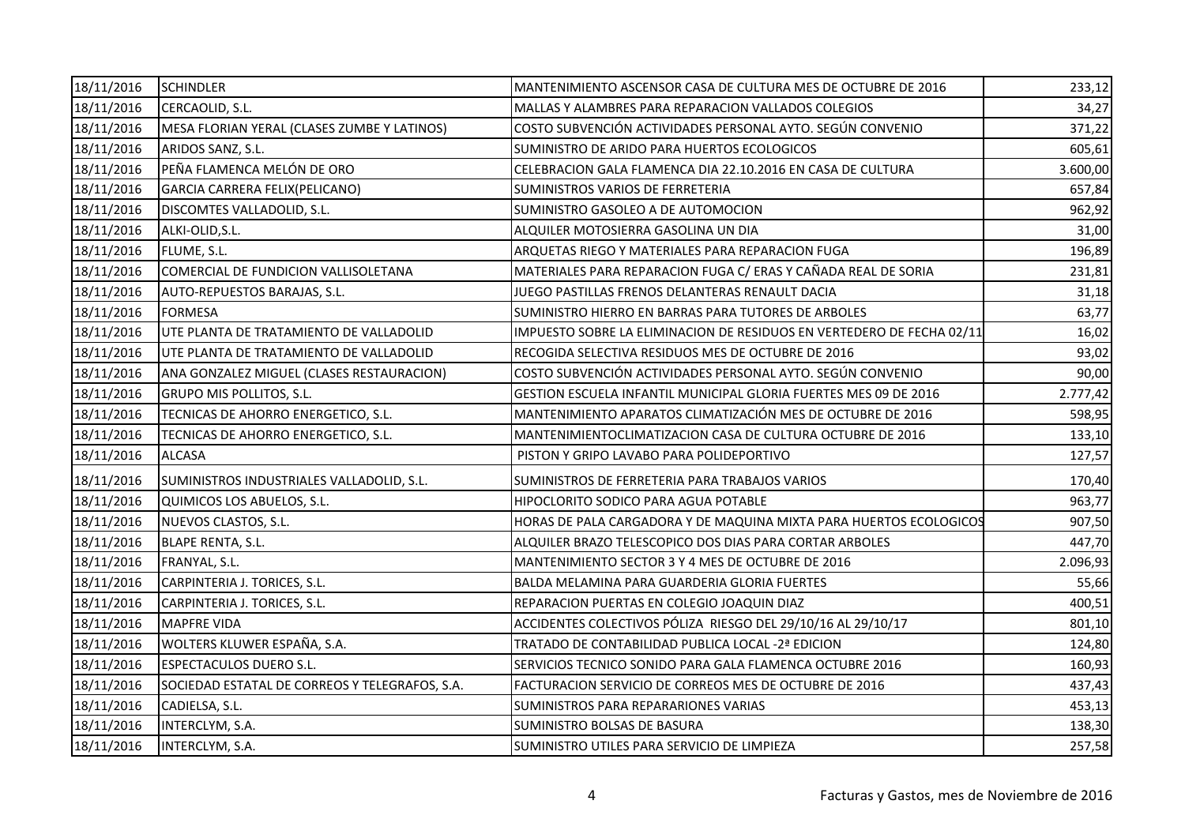| | | | |
|---|---|---|---|
| 18/11/2016 | SCHINDLER | MANTENIMIENTO ASCENSOR CASA DE CULTURA MES DE OCTUBRE DE 2016 | 233,12 |
| 18/11/2016 | CERCAOLID, S.L. | MALLAS Y ALAMBRES PARA REPARACION VALLADOS COLEGIOS | 34,27 |
| 18/11/2016 | MESA FLORIAN YERAL (CLASES ZUMBE Y LATINOS) | COSTO SUBVENCIÓN ACTIVIDADES PERSONAL AYTO. SEGÚN CONVENIO | 371,22 |
| 18/11/2016 | ARIDOS SANZ, S.L. | SUMINISTRO DE ARIDO PARA HUERTOS ECOLOGICOS | 605,61 |
| 18/11/2016 | PEÑA FLAMENCA MELÓN DE ORO | CELEBRACION GALA FLAMENCA DIA 22.10.2016 EN CASA DE CULTURA | 3.600,00 |
| 18/11/2016 | GARCIA CARRERA FELIX(PELICANO) | SUMINISTROS VARIOS DE FERRETERIA | 657,84 |
| 18/11/2016 | DISCOMTES VALLADOLID, S.L. | SUMINISTRO GASOLEO A DE AUTOMOCION | 962,92 |
| 18/11/2016 | ALKI-OLID,S.L. | ALQUILER MOTOSIERRA GASOLINA UN DIA | 31,00 |
| 18/11/2016 | FLUME, S.L. | ARQUETAS RIEGO Y MATERIALES PARA REPARACION FUGA | 196,89 |
| 18/11/2016 | COMERCIAL DE FUNDICION VALLISOLETANA | MATERIALES PARA REPARACION FUGA C/ ERAS Y CAÑADA REAL DE SORIA | 231,81 |
| 18/11/2016 | AUTO-REPUESTOS BARAJAS, S.L. | JUEGO PASTILLAS FRENOS DELANTERAS RENAULT DACIA | 31,18 |
| 18/11/2016 | FORMESA | SUMINISTRO HIERRO EN BARRAS PARA TUTORES DE ARBOLES | 63,77 |
| 18/11/2016 | UTE PLANTA DE TRATAMIENTO DE VALLADOLID | IMPUESTO SOBRE LA ELIMINACION DE RESIDUOS EN VERTEDERO DE FECHA 02/11 | 16,02 |
| 18/11/2016 | UTE PLANTA DE TRATAMIENTO DE VALLADOLID | RECOGIDA SELECTIVA RESIDUOS MES DE OCTUBRE DE 2016 | 93,02 |
| 18/11/2016 | ANA GONZALEZ MIGUEL (CLASES RESTAURACION) | COSTO SUBVENCIÓN ACTIVIDADES PERSONAL AYTO. SEGÚN CONVENIO | 90,00 |
| 18/11/2016 | GRUPO MIS POLLITOS, S.L. | GESTION ESCUELA INFANTIL MUNICIPAL GLORIA FUERTES MES 09 DE 2016 | 2.777,42 |
| 18/11/2016 | TECNICAS DE AHORRO ENERGETICO, S.L. | MANTENIMIENTO APARATOS CLIMATIZACIÓN MES DE OCTUBRE DE 2016 | 598,95 |
| 18/11/2016 | TECNICAS DE AHORRO ENERGETICO, S.L. | MANTENIMIENTOCLIMATIZACION CASA DE CULTURA OCTUBRE DE 2016 | 133,10 |
| 18/11/2016 | ALCASA | PISTON Y GRIPO LAVABO PARA POLIDEPORTIVO | 127,57 |
| 18/11/2016 | SUMINISTROS INDUSTRIALES VALLADOLID, S.L. | SUMINISTROS DE FERRETERIA PARA TRABAJOS VARIOS | 170,40 |
| 18/11/2016 | QUIMICOS LOS ABUELOS, S.L. | HIPOCLORITO SODICO PARA AGUA POTABLE | 963,77 |
| 18/11/2016 | NUEVOS CLASTOS, S.L. | HORAS DE PALA CARGADORA Y DE MAQUINA MIXTA PARA HUERTOS ECOLOGICOS | 907,50 |
| 18/11/2016 | BLAPE RENTA, S.L. | ALQUILER BRAZO TELESCOPICO DOS DIAS PARA CORTAR ARBOLES | 447,70 |
| 18/11/2016 | FRANYAL, S.L. | MANTENIMIENTO SECTOR 3 Y 4 MES DE OCTUBRE DE 2016 | 2.096,93 |
| 18/11/2016 | CARPINTERIA J. TORICES, S.L. | BALDA MELAMINA PARA GUARDERIA GLORIA FUERTES | 55,66 |
| 18/11/2016 | CARPINTERIA J. TORICES, S.L. | REPARACION PUERTAS EN COLEGIO JOAQUIN DIAZ | 400,51 |
| 18/11/2016 | MAPFRE VIDA | ACCIDENTES COLECTIVOS PÓLIZA RIESGO DEL 29/10/16 AL 29/10/17 | 801,10 |
| 18/11/2016 | WOLTERS KLUWER ESPAÑA, S.A. | TRATADO DE CONTABILIDAD PUBLICA LOCAL -2ª EDICION | 124,80 |
| 18/11/2016 | ESPECTACULOS DUERO S.L. | SERVICIOS TECNICO SONIDO PARA GALA FLAMENCA OCTUBRE 2016 | 160,93 |
| 18/11/2016 | SOCIEDAD ESTATAL DE CORREOS Y TELEGRAFOS, S.A. | FACTURACION SERVICIO DE CORREOS MES DE OCTUBRE DE 2016 | 437,43 |
| 18/11/2016 | CADIELSA, S.L. | SUMINISTROS PARA REPARARIONES VARIAS | 453,13 |
| 18/11/2016 | INTERCLYM, S.A. | SUMINISTRO BOLSAS DE BASURA | 138,30 |
| 18/11/2016 | INTERCLYM, S.A. | SUMINISTRO UTILES PARA SERVICIO DE LIMPIEZA | 257,58 |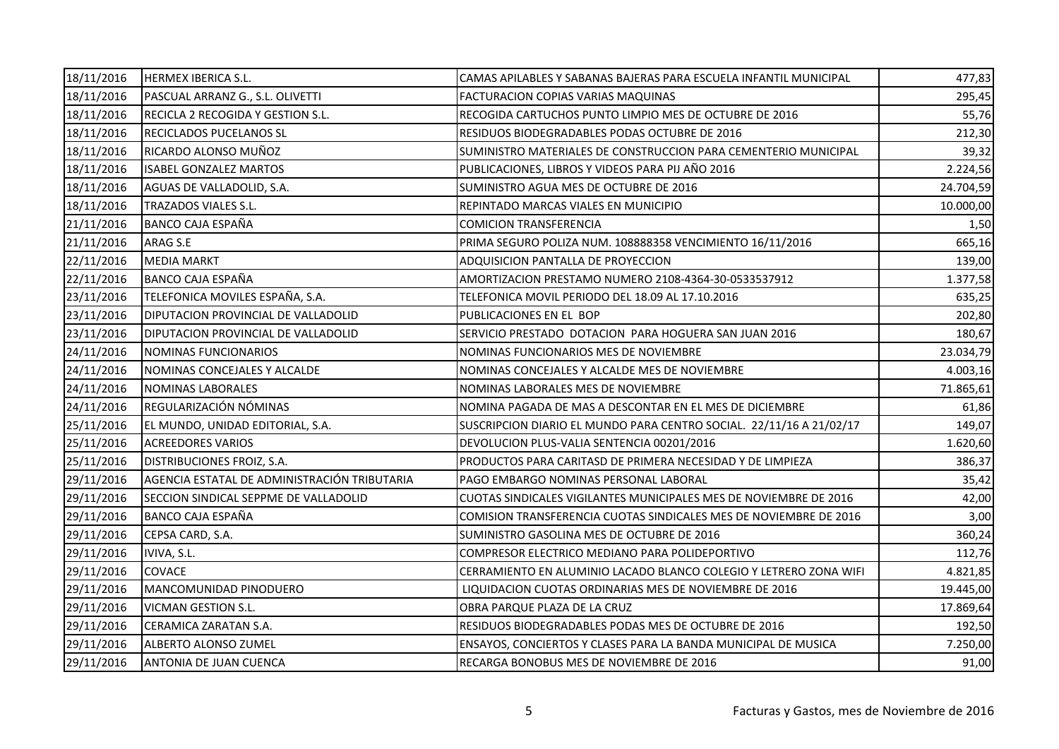| | | | |
|---|---|---|---|
| 18/11/2016 | HERMEX IBERICA S.L. | CAMAS APILABLES Y SABANAS BAJERAS PARA ESCUELA INFANTIL MUNICIPAL | 477,83 |
| 18/11/2016 | PASCUAL ARRANZ G., S.L. OLIVETTI | FACTURACION COPIAS VARIAS MAQUINAS | 295,45 |
| 18/11/2016 | RECICLA 2 RECOGIDA Y GESTION S.L. | RECOGIDA CARTUCHOS PUNTO LIMPIO MES DE OCTUBRE DE 2016 | 55,76 |
| 18/11/2016 | RECICLADOS PUCELANOS SL | RESIDUOS BIODEGRADABLES PODAS OCTUBRE DE 2016 | 212,30 |
| 18/11/2016 | RICARDO ALONSO MUÑOZ | SUMINISTRO MATERIALES DE CONSTRUCCION PARA CEMENTERIO MUNICIPAL | 39,32 |
| 18/11/2016 | ISABEL GONZALEZ MARTOS | PUBLICACIONES, LIBROS Y VIDEOS PARA PIJ AÑO 2016 | 2.224,56 |
| 18/11/2016 | AGUAS DE VALLADOLID, S.A. | SUMINISTRO AGUA MES DE OCTUBRE DE 2016 | 24.704,59 |
| 18/11/2016 | TRAZADOS VIALES S.L. | REPINTADO MARCAS VIALES EN MUNICIPIO | 10.000,00 |
| 21/11/2016 | BANCO CAJA ESPAÑA | COMICION TRANSFERENCIA | 1,50 |
| 21/11/2016 | ARAG S.E | PRIMA SEGURO POLIZA NUM. 108888358 VENCIMIENTO 16/11/2016 | 665,16 |
| 22/11/2016 | MEDIA MARKT | ADQUISICION PANTALLA DE PROYECCION | 139,00 |
| 22/11/2016 | BANCO CAJA ESPAÑA | AMORTIZACION PRESTAMO NUMERO 2108-4364-30-0533537912 | 1.377,58 |
| 23/11/2016 | TELEFONICA MOVILES ESPAÑA, S.A. | TELEFONICA MOVIL PERIODO DEL 18.09 AL 17.10.2016 | 635,25 |
| 23/11/2016 | DIPUTACION PROVINCIAL DE VALLADOLID | PUBLICACIONES EN EL BOP | 202,80 |
| 23/11/2016 | DIPUTACION PROVINCIAL DE VALLADOLID | SERVICIO PRESTADO DOTACION PARA HOGUERA SAN JUAN 2016 | 180,67 |
| 24/11/2016 | NOMINAS FUNCIONARIOS | NOMINAS FUNCIONARIOS MES DE NOVIEMBRE | 23.034,79 |
| 24/11/2016 | NOMINAS CONCEJALES Y ALCALDE | NOMINAS CONCEJALES Y ALCALDE MES DE NOVIEMBRE | 4.003,16 |
| 24/11/2016 | NOMINAS LABORALES | NOMINAS LABORALES MES DE NOVIEMBRE | 71.865,61 |
| 24/11/2016 | REGULARIZACIÓN NÓMINAS | NOMINA PAGADA DE MAS A DESCONTAR EN EL MES DE DICIEMBRE | 61,86 |
| 25/11/2016 | EL MUNDO, UNIDAD EDITORIAL, S.A. | SUSCRIPCION DIARIO EL MUNDO PARA CENTRO SOCIAL. 22/11/16 A 21/02/17 | 149,07 |
| 25/11/2016 | ACREEDORES VARIOS | DEVOLUCION PLUS-VALIA SENTENCIA 00201/2016 | 1.620,60 |
| 25/11/2016 | DISTRIBUCIONES FROIZ, S.A. | PRODUCTOS PARA CARITASD DE PRIMERA NECESIDAD Y DE LIMPIEZA | 386,37 |
| 29/11/2016 | AGENCIA ESTATAL DE ADMINISTRACIÓN TRIBUTARIA | PAGO EMBARGO NOMINAS PERSONAL LABORAL | 35,42 |
| 29/11/2016 | SECCION SINDICAL SEPPME DE VALLADOLID | CUOTAS SINDICALES VIGILANTES MUNICIPALES MES DE NOVIEMBRE DE 2016 | 42,00 |
| 29/11/2016 | BANCO CAJA ESPAÑA | COMISION TRANSFERENCIA CUOTAS SINDICALES MES DE NOVIEMBRE DE 2016 | 3,00 |
| 29/11/2016 | CEPSA CARD, S.A. | SUMINISTRO GASOLINA MES DE OCTUBRE DE 2016 | 360,24 |
| 29/11/2016 | IVIVA, S.L. | COMPRESOR ELECTRICO MEDIANO PARA POLIDEPORTIVO | 112,76 |
| 29/11/2016 | COVACE | CERRAMIENTO EN ALUMINIO LACADO BLANCO COLEGIO Y LETRERO ZONA WIFI | 4.821,85 |
| 29/11/2016 | MANCOMUNIDAD PINODUERO | LIQUIDACION CUOTAS ORDINARIAS MES DE NOVIEMBRE DE 2016 | 19.445,00 |
| 29/11/2016 | VICMAN GESTION S.L. | OBRA PARQUE PLAZA DE LA CRUZ | 17.869,64 |
| 29/11/2016 | CERAMICA ZARATAN S.A. | RESIDUOS BIODEGRADABLES PODAS MES DE OCTUBRE DE 2016 | 192,50 |
| 29/11/2016 | ALBERTO ALONSO ZUMEL | ENSAYOS, CONCIERTOS Y CLASES PARA LA BANDA MUNICIPAL DE MUSICA | 7.250,00 |
| 29/11/2016 | ANTONIA DE JUAN CUENCA | RECARGA BONOBUS MES DE NOVIEMBRE DE 2016 | 91,00 |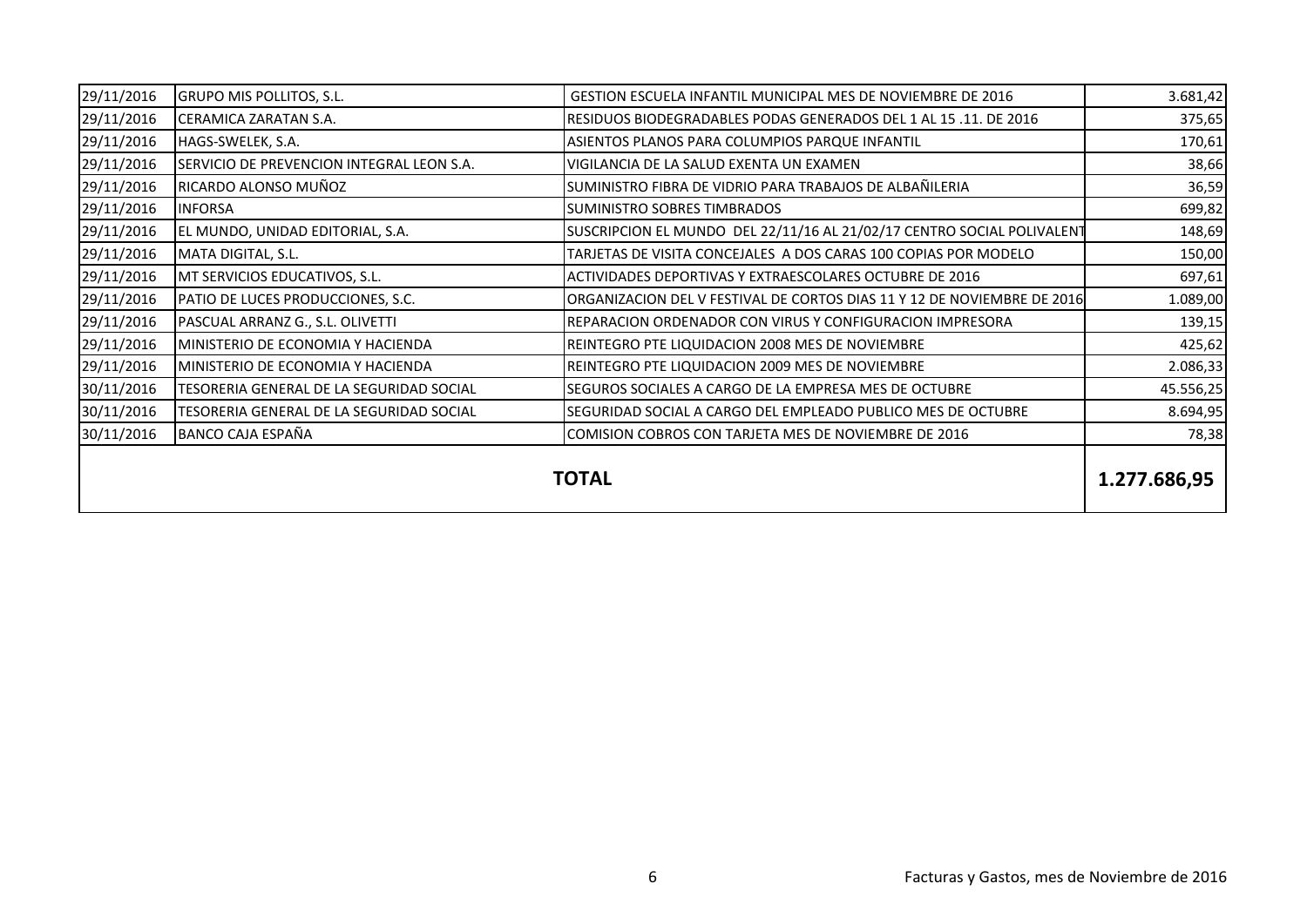| | | | |
|---|---|---|---|
| 29/11/2016 | GRUPO MIS POLLITOS, S.L. | GESTION ESCUELA INFANTIL MUNICIPAL MES DE NOVIEMBRE DE 2016 | 3.681,42 |
| 29/11/2016 | CERAMICA ZARATAN S.A. | RESIDUOS BIODEGRADABLES PODAS GENERADOS DEL 1 AL 15 .11. DE 2016 | 375,65 |
| 29/11/2016 | HAGS-SWELEK, S.A. | ASIENTOS PLANOS PARA COLUMPIOS PARQUE INFANTIL | 170,61 |
| 29/11/2016 | SERVICIO DE PREVENCION INTEGRAL LEON S.A. | VIGILANCIA DE LA SALUD EXENTA UN EXAMEN | 38,66 |
| 29/11/2016 | RICARDO ALONSO MUÑOZ | SUMINISTRO FIBRA DE VIDRIO PARA TRABAJOS DE ALBAÑILERIA | 36,59 |
| 29/11/2016 | INFORSA | SUMINISTRO SOBRES TIMBRADOS | 699,82 |
| 29/11/2016 | EL MUNDO, UNIDAD EDITORIAL, S.A. | SUSCRIPCION EL MUNDO DEL 22/11/16 AL 21/02/17 CENTRO SOCIAL POLIVALENT | 148,69 |
| 29/11/2016 | MATA DIGITAL, S.L. | TARJETAS DE VISITA CONCEJALES A DOS CARAS 100 COPIAS POR MODELO | 150,00 |
| 29/11/2016 | MT SERVICIOS EDUCATIVOS, S.L. | ACTIVIDADES DEPORTIVAS Y EXTRAESCOLARES OCTUBRE DE 2016 | 697,61 |
| 29/11/2016 | PATIO DE LUCES PRODUCCIONES, S.C. | ORGANIZACION DEL V FESTIVAL DE CORTOS DIAS 11 Y 12 DE NOVIEMBRE DE 2016 | 1.089,00 |
| 29/11/2016 | PASCUAL ARRANZ G., S.L. OLIVETTI | REPARACION ORDENADOR CON VIRUS Y CONFIGURACION IMPRESORA | 139,15 |
| 29/11/2016 | MINISTERIO DE ECONOMIA Y HACIENDA | REINTEGRO PTE LIQUIDACION 2008 MES DE NOVIEMBRE | 425,62 |
| 29/11/2016 | MINISTERIO DE ECONOMIA Y HACIENDA | REINTEGRO PTE LIQUIDACION 2009 MES DE NOVIEMBRE | 2.086,33 |
| 30/11/2016 | TESORERIA GENERAL DE LA SEGURIDAD SOCIAL | SEGUROS SOCIALES A CARGO DE LA EMPRESA MES DE OCTUBRE | 45.556,25 |
| 30/11/2016 | TESORERIA GENERAL DE LA SEGURIDAD SOCIAL | SEGURIDAD SOCIAL A CARGO DEL EMPLEADO PUBLICO MES DE OCTUBRE | 8.694,95 |
| 30/11/2016 | BANCO CAJA ESPAÑA | COMISION COBROS CON TARJETA MES DE NOVIEMBRE DE 2016 | 78,38 |
| | | **TOTAL** | **1.277.686,95** |

Facturas y Gastos, mes de Noviembre de 2016